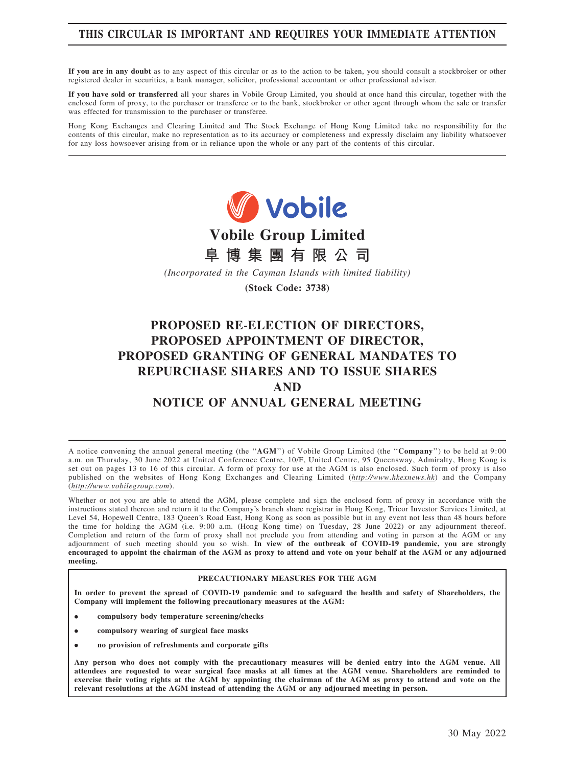**THIS CIRCULAR IS IMPORTANT AND REQUIRES YOUR IMMEDIATE ATTENTION**

**If you are in any doubt** as to any aspect of this circular or as to the action to be taken, you should consult a stockbroker or other registered dealer in securities, a bank manager, solicitor, professional accountant or other professional adviser.

**If you have sold or transferred** all your shares in Vobile Group Limited, you should at once hand this circular, together with the enclosed form of proxy, to the purchaser or transferee or to the bank, stockbroker or other agent through whom the sale or transfer was effected for transmission to the purchaser or transferee.

Hong Kong Exchanges and Clearing Limited and The Stock Exchange of Hong Kong Limited take no responsibility for the contents of this circular, make no representation as to its accuracy or completeness and expressly disclaim any liability whatsoever for any loss howsoever arising from or in reliance upon the whole or any part of the contents of this circular.

Vobile

# Vobile Group Limited
# 阜博集團有限公司

*(Incorporated in the Cayman Islands with limited liability)*

**(Stock Code: 3738)**

# PROPOSED RE-ELECTION OF DIRECTORS, PROPOSED APPOINTMENT OF DIRECTOR, PROPOSED GRANTING OF GENERAL MANDATES TO REPURCHASE SHARES AND TO ISSUE SHARES AND NOTICE OF ANNUAL GENERAL MEETING

A notice convening the annual general meeting (the "**AGM**") of Vobile Group Limited (the "**Company**") to be held at 9:00 a.m. on Thursday, 30 June 2022 at United Conference Centre, 10/F, United Centre, 95 Queensway, Admiralty, Hong Kong is set out on pages 13 to 16 of this circular. A form of proxy for use at the AGM is also enclosed. Such form of proxy is also published on the websites of Hong Kong Exchanges and Clearing Limited (*http://www.hkexnews.hk*) and the Company (*http://www.vobilegroup.com*).

Whether or not you are able to attend the AGM, please complete and sign the enclosed form of proxy in accordance with the instructions stated thereon and return it to the Company's branch share registrar in Hong Kong, Tricor Investor Services Limited, at Level 54, Hopewell Centre, 183 Queen's Road East, Hong Kong as soon as possible but in any event not less than 48 hours before the time for holding the AGM (i.e. 9:00 a.m. (Hong Kong time) on Tuesday, 28 June 2022) or any adjournment thereof. Completion and return of the form of proxy shall not preclude you from attending and voting in person at the AGM or any adjournment of such meeting should you so wish. **In view of the outbreak of COVID-19 pandemic, you are strongly encouraged to appoint the chairman of the AGM as proxy to attend and vote on your behalf at the AGM or any adjourned meeting.**

**PRECAUTIONARY MEASURES FOR THE AGM**

**In order to prevent the spread of COVID-19 pandemic and to safeguard the health and safety of Shareholders, the Company will implement the following precautionary measures at the AGM:**

- **compulsory body temperature screening/checks**
- **compulsory wearing of surgical face masks**
- **no provision of refreshments and corporate gifts**

**Any person who does not comply with the precautionary measures will be denied entry into the AGM venue. All attendees are requested to wear surgical face masks at all times at the AGM venue. Shareholders are reminded to exercise their voting rights at the AGM by appointing the chairman of the AGM as proxy to attend and vote on the relevant resolutions at the AGM instead of attending the AGM or any adjourned meeting in person.**

30 May 2022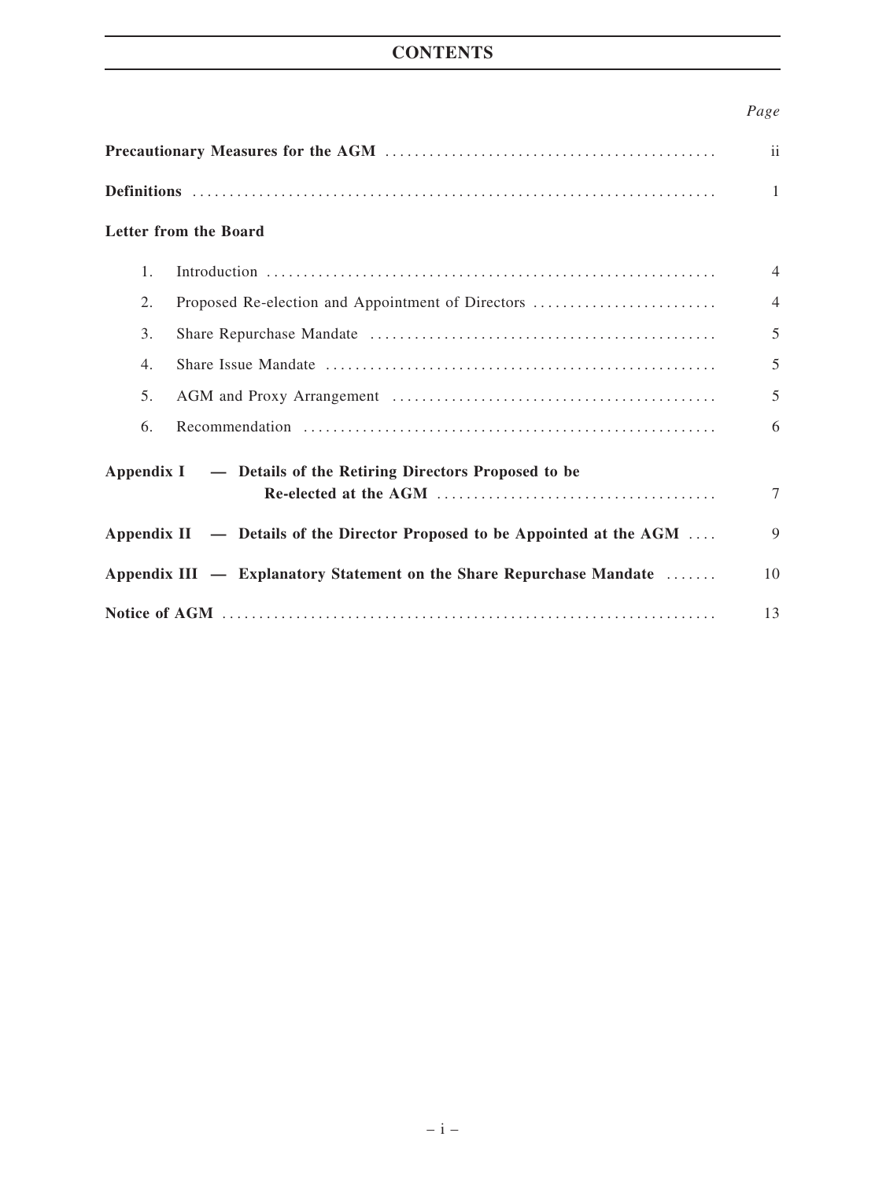# CONTENTS

| | Page |
|---|---|
| **Precautionary Measures for the AGM** | ii |
| **Definitions** | 1 |
| **Letter from the Board** | |
| 1. Introduction | 4 |
| 2. Proposed Re-election and Appointment of Directors | 4 |
| 3. Share Repurchase Mandate | 5 |
| 4. Share Issue Mandate | 5 |
| 5. AGM and Proxy Arrangement | 5 |
| 6. Recommendation | 6 |
| **Appendix I — Details of the Retiring Directors Proposed to be Re-elected at the AGM** | 7 |
| **Appendix II — Details of the Director Proposed to be Appointed at the AGM** | 9 |
| **Appendix III — Explanatory Statement on the Share Repurchase Mandate** | 10 |
| **Notice of AGM** | 13 |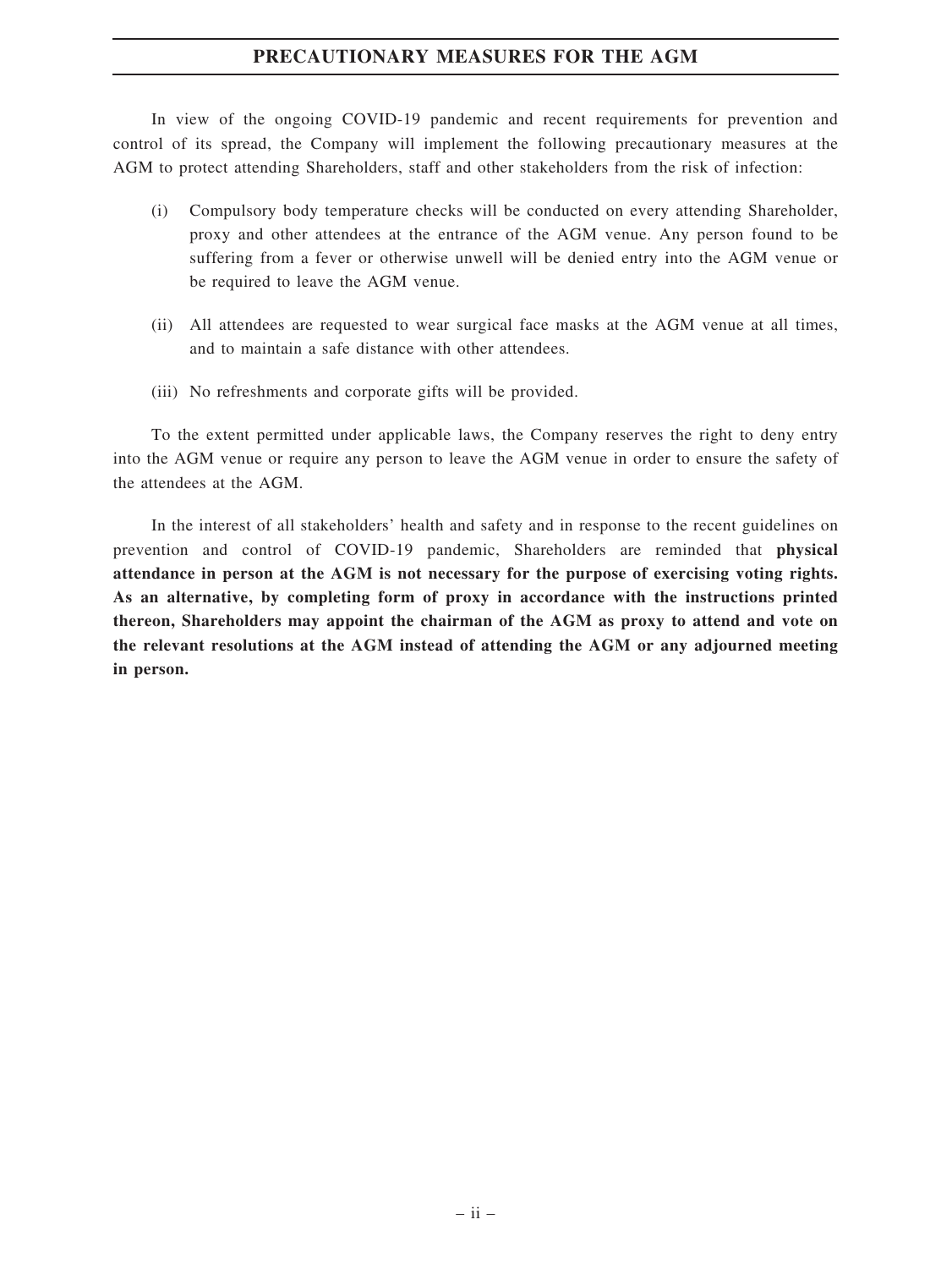# PRECAUTIONARY MEASURES FOR THE AGM

In view of the ongoing COVID-19 pandemic and recent requirements for prevention and control of its spread, the Company will implement the following precautionary measures at the AGM to protect attending Shareholders, staff and other stakeholders from the risk of infection:

(i) Compulsory body temperature checks will be conducted on every attending Shareholder, proxy and other attendees at the entrance of the AGM venue. Any person found to be suffering from a fever or otherwise unwell will be denied entry into the AGM venue or be required to leave the AGM venue.

(ii) All attendees are requested to wear surgical face masks at the AGM venue at all times, and to maintain a safe distance with other attendees.

(iii) No refreshments and corporate gifts will be provided.

To the extent permitted under applicable laws, the Company reserves the right to deny entry into the AGM venue or require any person to leave the AGM venue in order to ensure the safety of the attendees at the AGM.

In the interest of all stakeholders' health and safety and in response to the recent guidelines on prevention and control of COVID-19 pandemic, Shareholders are reminded that **physical attendance in person at the AGM is not necessary for the purpose of exercising voting rights. As an alternative, by completing form of proxy in accordance with the instructions printed thereon, Shareholders may appoint the chairman of the AGM as proxy to attend and vote on the relevant resolutions at the AGM instead of attending the AGM or any adjourned meeting in person.**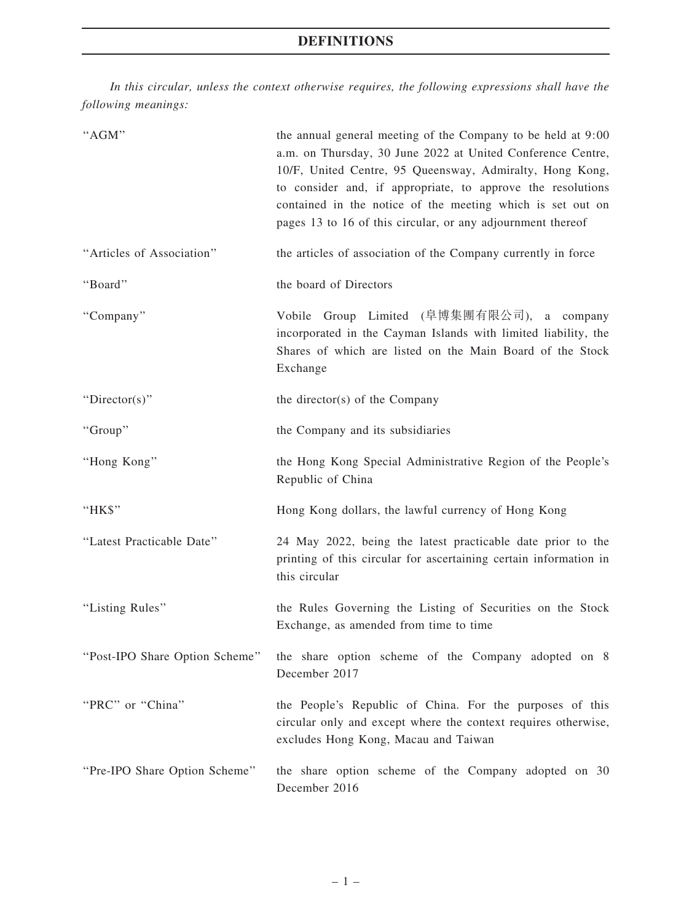# DEFINITIONS

*In this circular, unless the context otherwise requires, the following expressions shall have the following meanings:*

| | |
|---|---|
| "AGM" | the annual general meeting of the Company to be held at 9:00 a.m. on Thursday, 30 June 2022 at United Conference Centre, 10/F, United Centre, 95 Queensway, Admiralty, Hong Kong, to consider and, if appropriate, to approve the resolutions contained in the notice of the meeting which is set out on pages 13 to 16 of this circular, or any adjournment thereof |
| "Articles of Association" | the articles of association of the Company currently in force |
| "Board" | the board of Directors |
| "Company" | Vobile Group Limited (阜博集團有限公司), a company incorporated in the Cayman Islands with limited liability, the Shares of which are listed on the Main Board of the Stock Exchange |
| "Director(s)" | the director(s) of the Company |
| "Group" | the Company and its subsidiaries |
| "Hong Kong" | the Hong Kong Special Administrative Region of the People's Republic of China |
| "HK$" | Hong Kong dollars, the lawful currency of Hong Kong |
| "Latest Practicable Date" | 24 May 2022, being the latest practicable date prior to the printing of this circular for ascertaining certain information in this circular |
| "Listing Rules" | the Rules Governing the Listing of Securities on the Stock Exchange, as amended from time to time |
| "Post-IPO Share Option Scheme" | the share option scheme of the Company adopted on 8 December 2017 |
| "PRC" or "China" | the People's Republic of China. For the purposes of this circular only and except where the context requires otherwise, excludes Hong Kong, Macau and Taiwan |
| "Pre-IPO Share Option Scheme" | the share option scheme of the Company adopted on 30 December 2016 |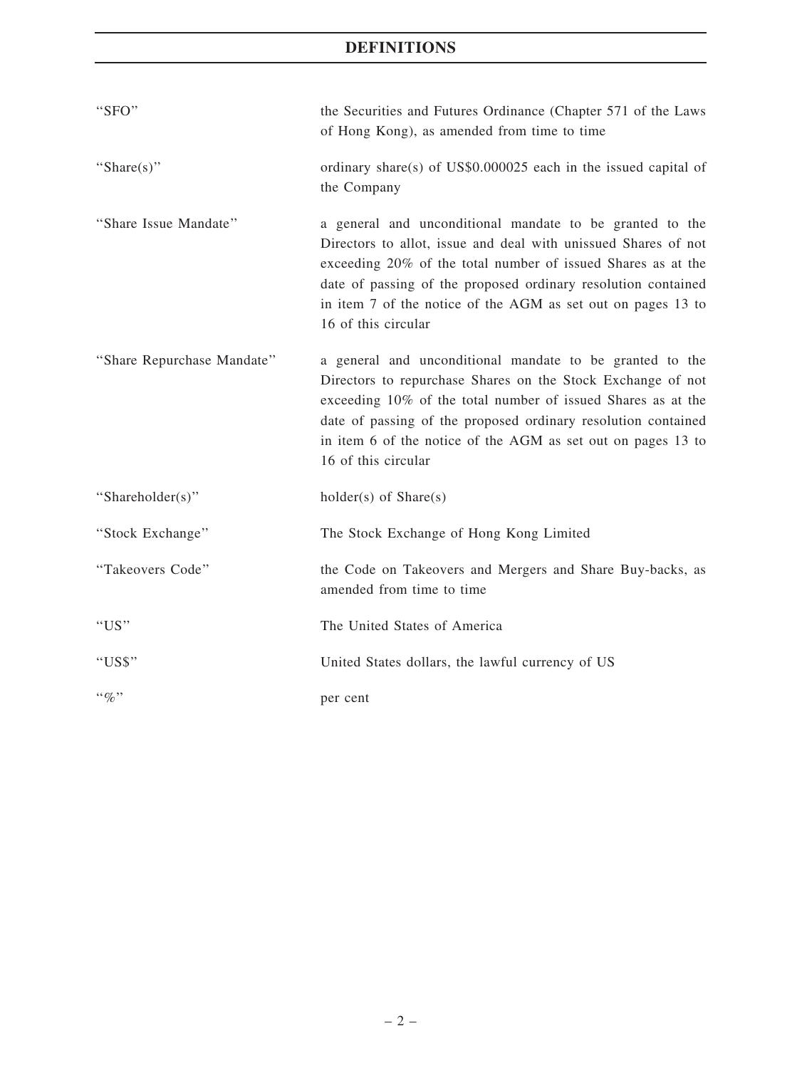# DEFINITIONS

| | |
|---|---|
| "SFO" | the Securities and Futures Ordinance (Chapter 571 of the Laws of Hong Kong), as amended from time to time |
| "Share(s)" | ordinary share(s) of US$0.000025 each in the issued capital of the Company |
| "Share Issue Mandate" | a general and unconditional mandate to be granted to the Directors to allot, issue and deal with unissued Shares of not exceeding 20% of the total number of issued Shares as at the date of passing of the proposed ordinary resolution contained in item 7 of the notice of the AGM as set out on pages 13 to 16 of this circular |
| "Share Repurchase Mandate" | a general and unconditional mandate to be granted to the Directors to repurchase Shares on the Stock Exchange of not exceeding 10% of the total number of issued Shares as at the date of passing of the proposed ordinary resolution contained in item 6 of the notice of the AGM as set out on pages 13 to 16 of this circular |
| "Shareholder(s)" | holder(s) of Share(s) |
| "Stock Exchange" | The Stock Exchange of Hong Kong Limited |
| "Takeovers Code" | the Code on Takeovers and Mergers and Share Buy-backs, as amended from time to time |
| "US" | The United States of America |
| "US$" | United States dollars, the lawful currency of US |
| "%" | per cent |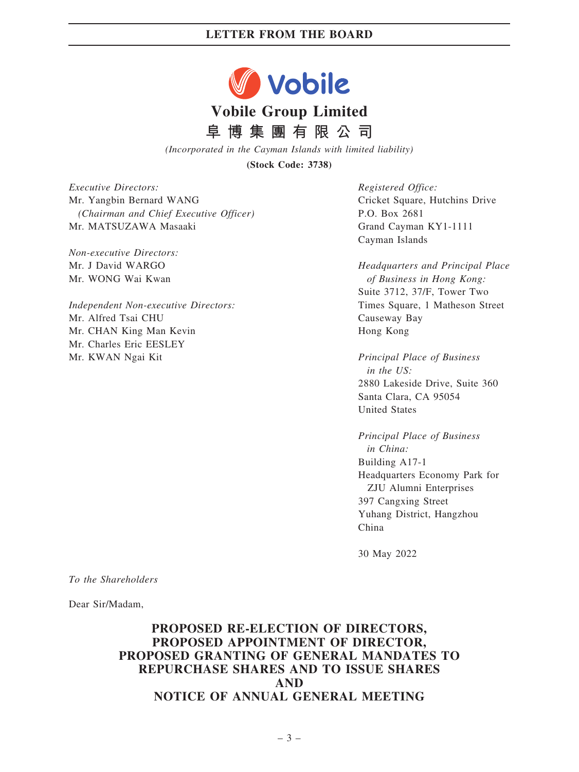**LETTER FROM THE BOARD**

# Vobile Group Limited

# 阜博集團有限公司

*(Incorporated in the Cayman Islands with limited liability)*

**(Stock Code: 3738)**

*Executive Directors:*
Mr. Yangbin Bernard WANG
*(Chairman and Chief Executive Officer)*
Mr. MATSUZAWA Masaaki

*Non-executive Directors:*
Mr. J David WARGO
Mr. WONG Wai Kwan

*Independent Non-executive Directors:*
Mr. Alfred Tsai CHU
Mr. CHAN King Man Kevin
Mr. Charles Eric EESLEY
Mr. KWAN Ngai Kit

*Registered Office:*
Cricket Square, Hutchins Drive
P.O. Box 2681
Grand Cayman KY1-1111
Cayman Islands

*Headquarters and Principal Place of Business in Hong Kong:*
Suite 3712, 37/F, Tower Two
Times Square, 1 Matheson Street
Causeway Bay
Hong Kong

*Principal Place of Business in the US:*
2880 Lakeside Drive, Suite 360
Santa Clara, CA 95054
United States

*Principal Place of Business in China:*
Building A17-1
Headquarters Economy Park for ZJU Alumni Enterprises
397 Cangxing Street
Yuhang District, Hangzhou
China

30 May 2022

*To the Shareholders*

Dear Sir/Madam,

**PROPOSED RE-ELECTION OF DIRECTORS,
PROPOSED APPOINTMENT OF DIRECTOR,
PROPOSED GRANTING OF GENERAL MANDATES TO
REPURCHASE SHARES AND TO ISSUE SHARES
AND
NOTICE OF ANNUAL GENERAL MEETING**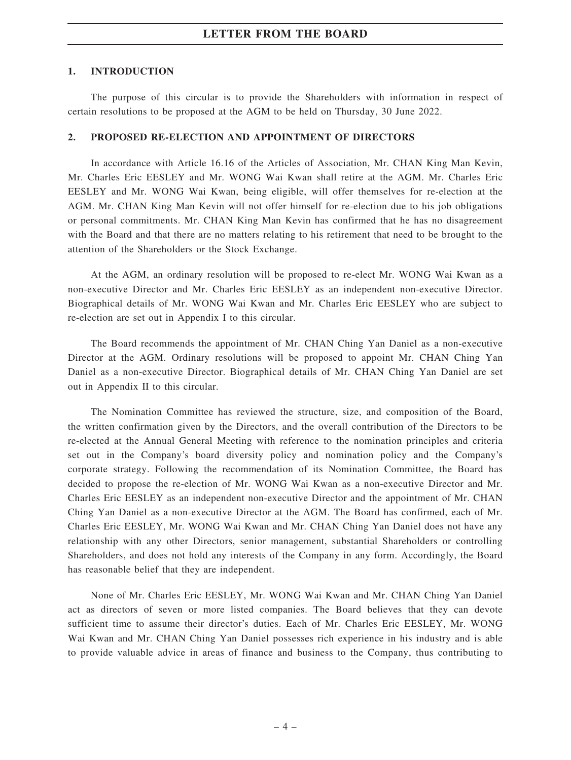# LETTER FROM THE BOARD

## 1. INTRODUCTION

The purpose of this circular is to provide the Shareholders with information in respect of certain resolutions to be proposed at the AGM to be held on Thursday, 30 June 2022.

## 2. PROPOSED RE-ELECTION AND APPOINTMENT OF DIRECTORS

In accordance with Article 16.16 of the Articles of Association, Mr. CHAN King Man Kevin, Mr. Charles Eric EESLEY and Mr. WONG Wai Kwan shall retire at the AGM. Mr. Charles Eric EESLEY and Mr. WONG Wai Kwan, being eligible, will offer themselves for re-election at the AGM. Mr. CHAN King Man Kevin will not offer himself for re-election due to his job obligations or personal commitments. Mr. CHAN King Man Kevin has confirmed that he has no disagreement with the Board and that there are no matters relating to his retirement that need to be brought to the attention of the Shareholders or the Stock Exchange.

At the AGM, an ordinary resolution will be proposed to re-elect Mr. WONG Wai Kwan as a non-executive Director and Mr. Charles Eric EESLEY as an independent non-executive Director. Biographical details of Mr. WONG Wai Kwan and Mr. Charles Eric EESLEY who are subject to re-election are set out in Appendix I to this circular.

The Board recommends the appointment of Mr. CHAN Ching Yan Daniel as a non-executive Director at the AGM. Ordinary resolutions will be proposed to appoint Mr. CHAN Ching Yan Daniel as a non-executive Director. Biographical details of Mr. CHAN Ching Yan Daniel are set out in Appendix II to this circular.

The Nomination Committee has reviewed the structure, size, and composition of the Board, the written confirmation given by the Directors, and the overall contribution of the Directors to be re-elected at the Annual General Meeting with reference to the nomination principles and criteria set out in the Company's board diversity policy and nomination policy and the Company's corporate strategy. Following the recommendation of its Nomination Committee, the Board has decided to propose the re-election of Mr. WONG Wai Kwan as a non-executive Director and Mr. Charles Eric EESLEY as an independent non-executive Director and the appointment of Mr. CHAN Ching Yan Daniel as a non-executive Director at the AGM. The Board has confirmed, each of Mr. Charles Eric EESLEY, Mr. WONG Wai Kwan and Mr. CHAN Ching Yan Daniel does not have any relationship with any other Directors, senior management, substantial Shareholders or controlling Shareholders, and does not hold any interests of the Company in any form. Accordingly, the Board has reasonable belief that they are independent.

None of Mr. Charles Eric EESLEY, Mr. WONG Wai Kwan and Mr. CHAN Ching Yan Daniel act as directors of seven or more listed companies. The Board believes that they can devote sufficient time to assume their director's duties. Each of Mr. Charles Eric EESLEY, Mr. WONG Wai Kwan and Mr. CHAN Ching Yan Daniel possesses rich experience in his industry and is able to provide valuable advice in areas of finance and business to the Company, thus contributing to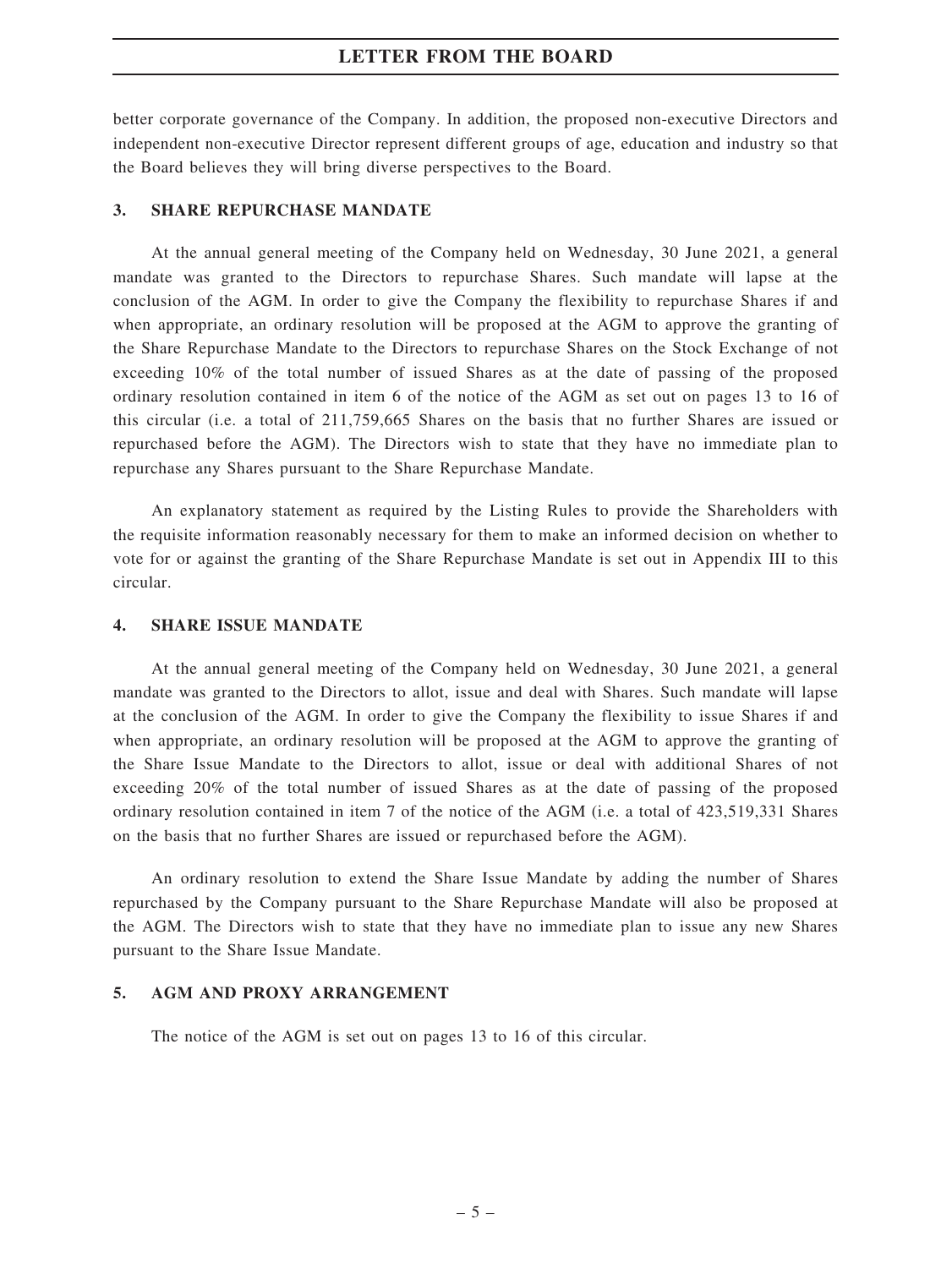better corporate governance of the Company. In addition, the proposed non-executive Directors and independent non-executive Director represent different groups of age, education and industry so that the Board believes they will bring diverse perspectives to the Board.

## 3. SHARE REPURCHASE MANDATE

At the annual general meeting of the Company held on Wednesday, 30 June 2021, a general mandate was granted to the Directors to repurchase Shares. Such mandate will lapse at the conclusion of the AGM. In order to give the Company the flexibility to repurchase Shares if and when appropriate, an ordinary resolution will be proposed at the AGM to approve the granting of the Share Repurchase Mandate to the Directors to repurchase Shares on the Stock Exchange of not exceeding 10% of the total number of issued Shares as at the date of passing of the proposed ordinary resolution contained in item 6 of the notice of the AGM as set out on pages 13 to 16 of this circular (i.e. a total of 211,759,665 Shares on the basis that no further Shares are issued or repurchased before the AGM). The Directors wish to state that they have no immediate plan to repurchase any Shares pursuant to the Share Repurchase Mandate.

An explanatory statement as required by the Listing Rules to provide the Shareholders with the requisite information reasonably necessary for them to make an informed decision on whether to vote for or against the granting of the Share Repurchase Mandate is set out in Appendix III to this circular.

## 4. SHARE ISSUE MANDATE

At the annual general meeting of the Company held on Wednesday, 30 June 2021, a general mandate was granted to the Directors to allot, issue and deal with Shares. Such mandate will lapse at the conclusion of the AGM. In order to give the Company the flexibility to issue Shares if and when appropriate, an ordinary resolution will be proposed at the AGM to approve the granting of the Share Issue Mandate to the Directors to allot, issue or deal with additional Shares of not exceeding 20% of the total number of issued Shares as at the date of passing of the proposed ordinary resolution contained in item 7 of the notice of the AGM (i.e. a total of 423,519,331 Shares on the basis that no further Shares are issued or repurchased before the AGM).

An ordinary resolution to extend the Share Issue Mandate by adding the number of Shares repurchased by the Company pursuant to the Share Repurchase Mandate will also be proposed at the AGM. The Directors wish to state that they have no immediate plan to issue any new Shares pursuant to the Share Issue Mandate.

## 5. AGM AND PROXY ARRANGEMENT

The notice of the AGM is set out on pages 13 to 16 of this circular.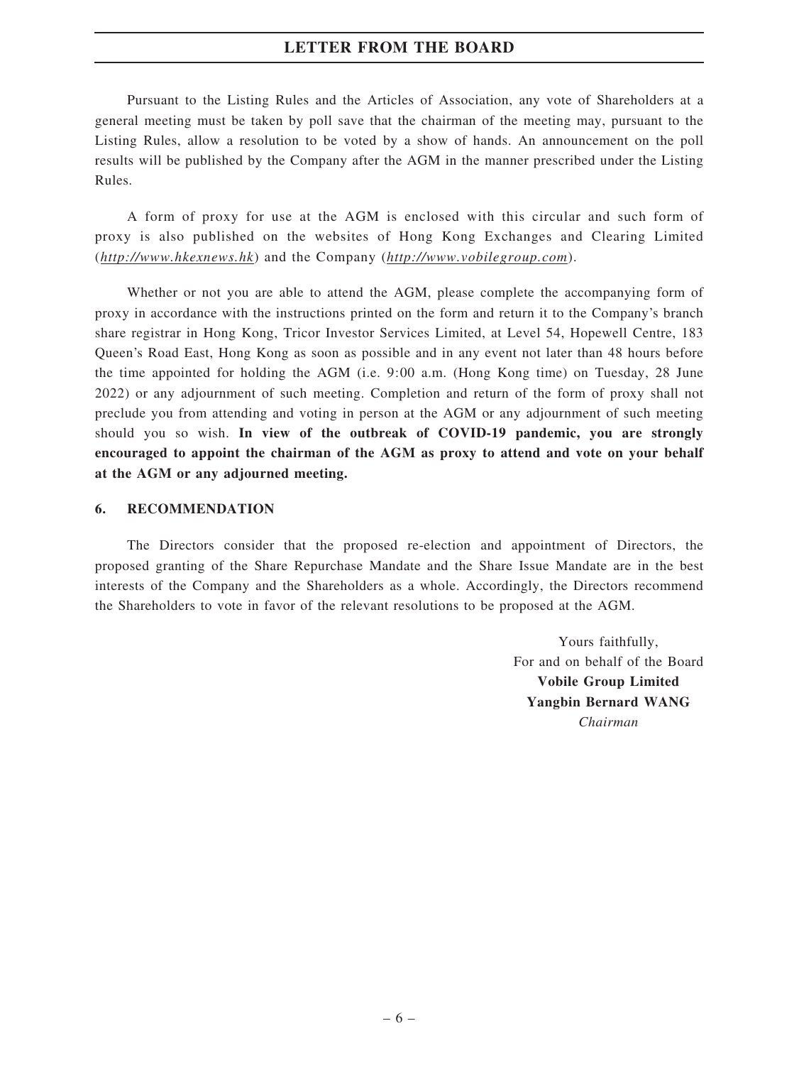Pursuant to the Listing Rules and the Articles of Association, any vote of Shareholders at a general meeting must be taken by poll save that the chairman of the meeting may, pursuant to the Listing Rules, allow a resolution to be voted by a show of hands. An announcement on the poll results will be published by the Company after the AGM in the manner prescribed under the Listing Rules.

A form of proxy for use at the AGM is enclosed with this circular and such form of proxy is also published on the websites of Hong Kong Exchanges and Clearing Limited (*http://www.hkexnews.hk*) and the Company (*http://www.vobilegroup.com*).

Whether or not you are able to attend the AGM, please complete the accompanying form of proxy in accordance with the instructions printed on the form and return it to the Company's branch share registrar in Hong Kong, Tricor Investor Services Limited, at Level 54, Hopewell Centre, 183 Queen's Road East, Hong Kong as soon as possible and in any event not later than 48 hours before the time appointed for holding the AGM (i.e. 9:00 a.m. (Hong Kong time) on Tuesday, 28 June 2022) or any adjournment of such meeting. Completion and return of the form of proxy shall not preclude you from attending and voting in person at the AGM or any adjournment of such meeting should you so wish. **In view of the outbreak of COVID-19 pandemic, you are strongly encouraged to appoint the chairman of the AGM as proxy to attend and vote on your behalf at the AGM or any adjourned meeting.**

## 6. RECOMMENDATION

The Directors consider that the proposed re-election and appointment of Directors, the proposed granting of the Share Repurchase Mandate and the Share Issue Mandate are in the best interests of the Company and the Shareholders as a whole. Accordingly, the Directors recommend the Shareholders to vote in favor of the relevant resolutions to be proposed at the AGM.

Yours faithfully,
For and on behalf of the Board
**Vobile Group Limited**
**Yangbin Bernard WANG**
*Chairman*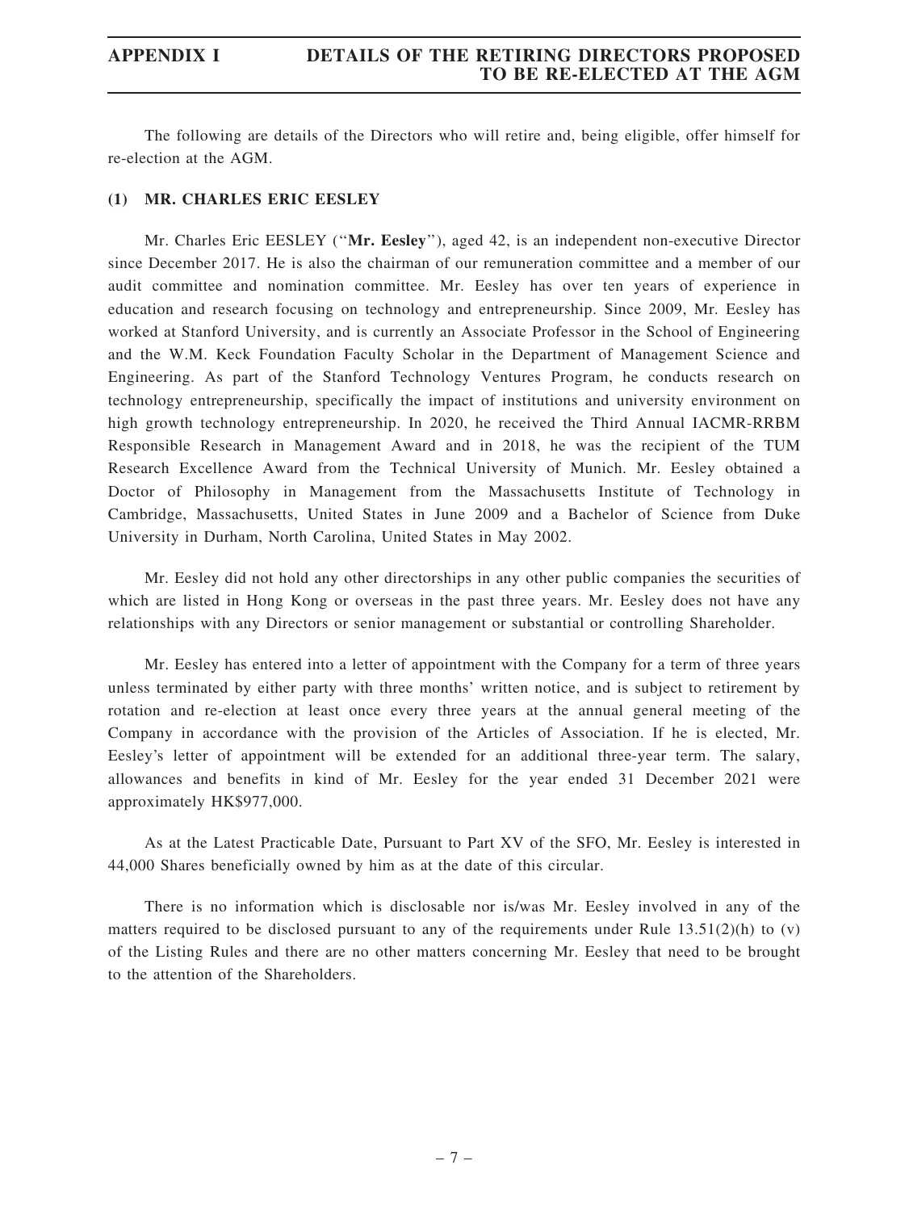# APPENDIX I DETAILS OF THE RETIRING DIRECTORS PROPOSED TO BE RE-ELECTED AT THE AGM

The following are details of the Directors who will retire and, being eligible, offer himself for re-election at the AGM.

## (1) MR. CHARLES ERIC EESLEY

Mr. Charles Eric EESLEY ("**Mr. Eesley**"), aged 42, is an independent non-executive Director since December 2017. He is also the chairman of our remuneration committee and a member of our audit committee and nomination committee. Mr. Eesley has over ten years of experience in education and research focusing on technology and entrepreneurship. Since 2009, Mr. Eesley has worked at Stanford University, and is currently an Associate Professor in the School of Engineering and the W.M. Keck Foundation Faculty Scholar in the Department of Management Science and Engineering. As part of the Stanford Technology Ventures Program, he conducts research on technology entrepreneurship, specifically the impact of institutions and university environment on high growth technology entrepreneurship. In 2020, he received the Third Annual IACMR-RRBM Responsible Research in Management Award and in 2018, he was the recipient of the TUM Research Excellence Award from the Technical University of Munich. Mr. Eesley obtained a Doctor of Philosophy in Management from the Massachusetts Institute of Technology in Cambridge, Massachusetts, United States in June 2009 and a Bachelor of Science from Duke University in Durham, North Carolina, United States in May 2002.

Mr. Eesley did not hold any other directorships in any other public companies the securities of which are listed in Hong Kong or overseas in the past three years. Mr. Eesley does not have any relationships with any Directors or senior management or substantial or controlling Shareholder.

Mr. Eesley has entered into a letter of appointment with the Company for a term of three years unless terminated by either party with three months' written notice, and is subject to retirement by rotation and re-election at least once every three years at the annual general meeting of the Company in accordance with the provision of the Articles of Association. If he is elected, Mr. Eesley's letter of appointment will be extended for an additional three-year term. The salary, allowances and benefits in kind of Mr. Eesley for the year ended 31 December 2021 were approximately HK$977,000.

As at the Latest Practicable Date, Pursuant to Part XV of the SFO, Mr. Eesley is interested in 44,000 Shares beneficially owned by him as at the date of this circular.

There is no information which is disclosable nor is/was Mr. Eesley involved in any of the matters required to be disclosed pursuant to any of the requirements under Rule 13.51(2)(h) to (v) of the Listing Rules and there are no other matters concerning Mr. Eesley that need to be brought to the attention of the Shareholders.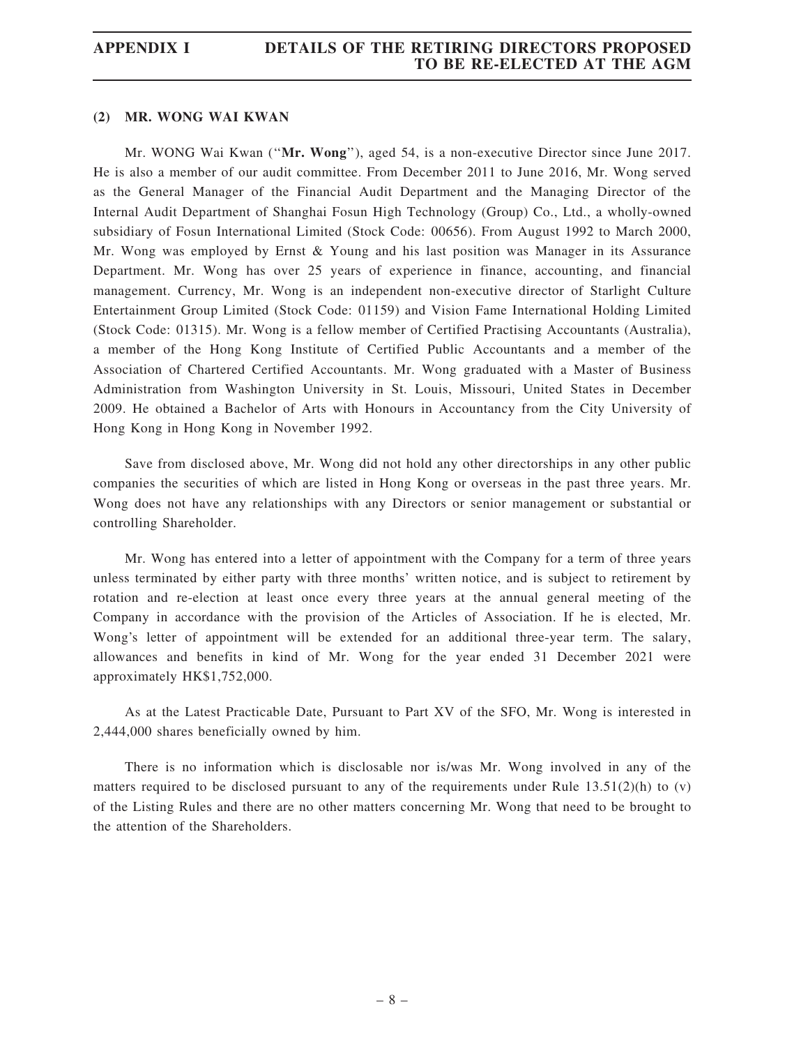### (2) MR. WONG WAI KWAN

Mr. WONG Wai Kwan ("**Mr. Wong**"), aged 54, is a non-executive Director since June 2017. He is also a member of our audit committee. From December 2011 to June 2016, Mr. Wong served as the General Manager of the Financial Audit Department and the Managing Director of the Internal Audit Department of Shanghai Fosun High Technology (Group) Co., Ltd., a wholly-owned subsidiary of Fosun International Limited (Stock Code: 00656). From August 1992 to March 2000, Mr. Wong was employed by Ernst & Young and his last position was Manager in its Assurance Department. Mr. Wong has over 25 years of experience in finance, accounting, and financial management. Currency, Mr. Wong is an independent non-executive director of Starlight Culture Entertainment Group Limited (Stock Code: 01159) and Vision Fame International Holding Limited (Stock Code: 01315). Mr. Wong is a fellow member of Certified Practising Accountants (Australia), a member of the Hong Kong Institute of Certified Public Accountants and a member of the Association of Chartered Certified Accountants. Mr. Wong graduated with a Master of Business Administration from Washington University in St. Louis, Missouri, United States in December 2009. He obtained a Bachelor of Arts with Honours in Accountancy from the City University of Hong Kong in Hong Kong in November 1992.

Save from disclosed above, Mr. Wong did not hold any other directorships in any other public companies the securities of which are listed in Hong Kong or overseas in the past three years. Mr. Wong does not have any relationships with any Directors or senior management or substantial or controlling Shareholder.

Mr. Wong has entered into a letter of appointment with the Company for a term of three years unless terminated by either party with three months' written notice, and is subject to retirement by rotation and re-election at least once every three years at the annual general meeting of the Company in accordance with the provision of the Articles of Association. If he is elected, Mr. Wong's letter of appointment will be extended for an additional three-year term. The salary, allowances and benefits in kind of Mr. Wong for the year ended 31 December 2021 were approximately HK$1,752,000.

As at the Latest Practicable Date, Pursuant to Part XV of the SFO, Mr. Wong is interested in 2,444,000 shares beneficially owned by him.

There is no information which is disclosable nor is/was Mr. Wong involved in any of the matters required to be disclosed pursuant to any of the requirements under Rule 13.51(2)(h) to (v) of the Listing Rules and there are no other matters concerning Mr. Wong that need to be brought to the attention of the Shareholders.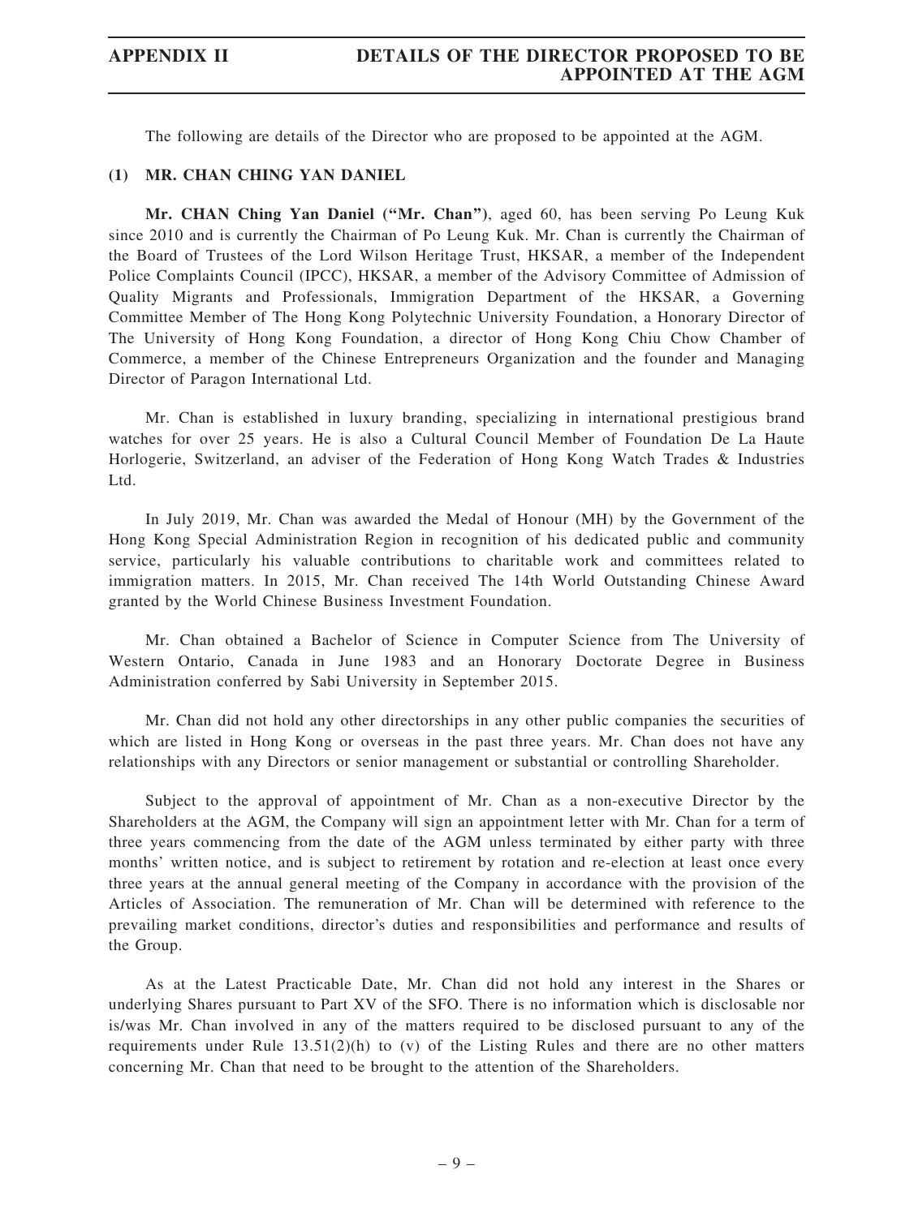The following are details of the Director who are proposed to be appointed at the AGM.

### (1) MR. CHAN CHING YAN DANIEL

**Mr. CHAN Ching Yan Daniel ("Mr. Chan")**, aged 60, has been serving Po Leung Kuk since 2010 and is currently the Chairman of Po Leung Kuk. Mr. Chan is currently the Chairman of the Board of Trustees of the Lord Wilson Heritage Trust, HKSAR, a member of the Independent Police Complaints Council (IPCC), HKSAR, a member of the Advisory Committee of Admission of Quality Migrants and Professionals, Immigration Department of the HKSAR, a Governing Committee Member of The Hong Kong Polytechnic University Foundation, a Honorary Director of The University of Hong Kong Foundation, a director of Hong Kong Chiu Chow Chamber of Commerce, a member of the Chinese Entrepreneurs Organization and the founder and Managing Director of Paragon International Ltd.

Mr. Chan is established in luxury branding, specializing in international prestigious brand watches for over 25 years. He is also a Cultural Council Member of Foundation De La Haute Horlogerie, Switzerland, an adviser of the Federation of Hong Kong Watch Trades & Industries Ltd.

In July 2019, Mr. Chan was awarded the Medal of Honour (MH) by the Government of the Hong Kong Special Administration Region in recognition of his dedicated public and community service, particularly his valuable contributions to charitable work and committees related to immigration matters. In 2015, Mr. Chan received The 14th World Outstanding Chinese Award granted by the World Chinese Business Investment Foundation.

Mr. Chan obtained a Bachelor of Science in Computer Science from The University of Western Ontario, Canada in June 1983 and an Honorary Doctorate Degree in Business Administration conferred by Sabi University in September 2015.

Mr. Chan did not hold any other directorships in any other public companies the securities of which are listed in Hong Kong or overseas in the past three years. Mr. Chan does not have any relationships with any Directors or senior management or substantial or controlling Shareholder.

Subject to the approval of appointment of Mr. Chan as a non-executive Director by the Shareholders at the AGM, the Company will sign an appointment letter with Mr. Chan for a term of three years commencing from the date of the AGM unless terminated by either party with three months' written notice, and is subject to retirement by rotation and re-election at least once every three years at the annual general meeting of the Company in accordance with the provision of the Articles of Association. The remuneration of Mr. Chan will be determined with reference to the prevailing market conditions, director's duties and responsibilities and performance and results of the Group.

As at the Latest Practicable Date, Mr. Chan did not hold any interest in the Shares or underlying Shares pursuant to Part XV of the SFO. There is no information which is disclosable nor is/was Mr. Chan involved in any of the matters required to be disclosed pursuant to any of the requirements under Rule 13.51(2)(h) to (v) of the Listing Rules and there are no other matters concerning Mr. Chan that need to be brought to the attention of the Shareholders.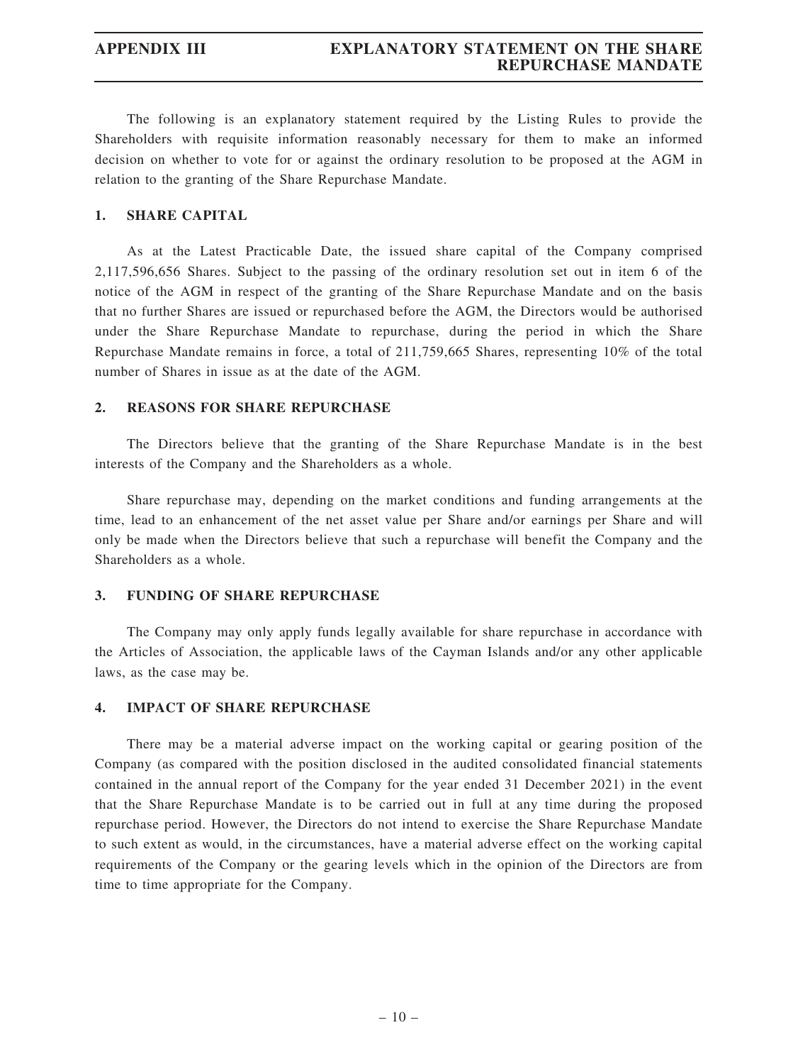The following is an explanatory statement required by the Listing Rules to provide the Shareholders with requisite information reasonably necessary for them to make an informed decision on whether to vote for or against the ordinary resolution to be proposed at the AGM in relation to the granting of the Share Repurchase Mandate.

## 1. SHARE CAPITAL

As at the Latest Practicable Date, the issued share capital of the Company comprised 2,117,596,656 Shares. Subject to the passing of the ordinary resolution set out in item 6 of the notice of the AGM in respect of the granting of the Share Repurchase Mandate and on the basis that no further Shares are issued or repurchased before the AGM, the Directors would be authorised under the Share Repurchase Mandate to repurchase, during the period in which the Share Repurchase Mandate remains in force, a total of 211,759,665 Shares, representing 10% of the total number of Shares in issue as at the date of the AGM.

## 2. REASONS FOR SHARE REPURCHASE

The Directors believe that the granting of the Share Repurchase Mandate is in the best interests of the Company and the Shareholders as a whole.

Share repurchase may, depending on the market conditions and funding arrangements at the time, lead to an enhancement of the net asset value per Share and/or earnings per Share and will only be made when the Directors believe that such a repurchase will benefit the Company and the Shareholders as a whole.

## 3. FUNDING OF SHARE REPURCHASE

The Company may only apply funds legally available for share repurchase in accordance with the Articles of Association, the applicable laws of the Cayman Islands and/or any other applicable laws, as the case may be.

## 4. IMPACT OF SHARE REPURCHASE

There may be a material adverse impact on the working capital or gearing position of the Company (as compared with the position disclosed in the audited consolidated financial statements contained in the annual report of the Company for the year ended 31 December 2021) in the event that the Share Repurchase Mandate is to be carried out in full at any time during the proposed repurchase period. However, the Directors do not intend to exercise the Share Repurchase Mandate to such extent as would, in the circumstances, have a material adverse effect on the working capital requirements of the Company or the gearing levels which in the opinion of the Directors are from time to time appropriate for the Company.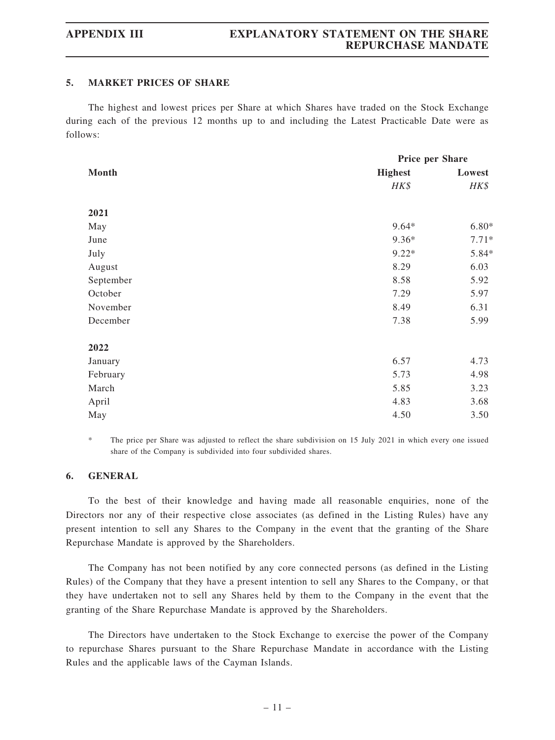## 5. MARKET PRICES OF SHARE

The highest and lowest prices per Share at which Shares have traded on the Stock Exchange during each of the previous 12 months up to and including the Latest Practicable Date were as follows:

| Month | Price per Share | |
|---|---|---|
| | **Highest** | **Lowest** |
| | *HK$* | *HK$* |
| **2021** | | |
| May | 9.64* | 6.80* |
| June | 9.36* | 7.71* |
| July | 9.22* | 5.84* |
| August | 8.29 | 6.03 |
| September | 8.58 | 5.92 |
| October | 7.29 | 5.97 |
| November | 8.49 | 6.31 |
| December | 7.38 | 5.99 |
| **2022** | | |
| January | 6.57 | 4.73 |
| February | 5.73 | 4.98 |
| March | 5.85 | 3.23 |
| April | 4.83 | 3.68 |
| May | 4.50 | 3.50 |

\* The price per Share was adjusted to reflect the share subdivision on 15 July 2021 in which every one issued share of the Company is subdivided into four subdivided shares.

## 6. GENERAL

To the best of their knowledge and having made all reasonable enquiries, none of the Directors nor any of their respective close associates (as defined in the Listing Rules) have any present intention to sell any Shares to the Company in the event that the granting of the Share Repurchase Mandate is approved by the Shareholders.

The Company has not been notified by any core connected persons (as defined in the Listing Rules) of the Company that they have a present intention to sell any Shares to the Company, or that they have undertaken not to sell any Shares held by them to the Company in the event that the granting of the Share Repurchase Mandate is approved by the Shareholders.

The Directors have undertaken to the Stock Exchange to exercise the power of the Company to repurchase Shares pursuant to the Share Repurchase Mandate in accordance with the Listing Rules and the applicable laws of the Cayman Islands.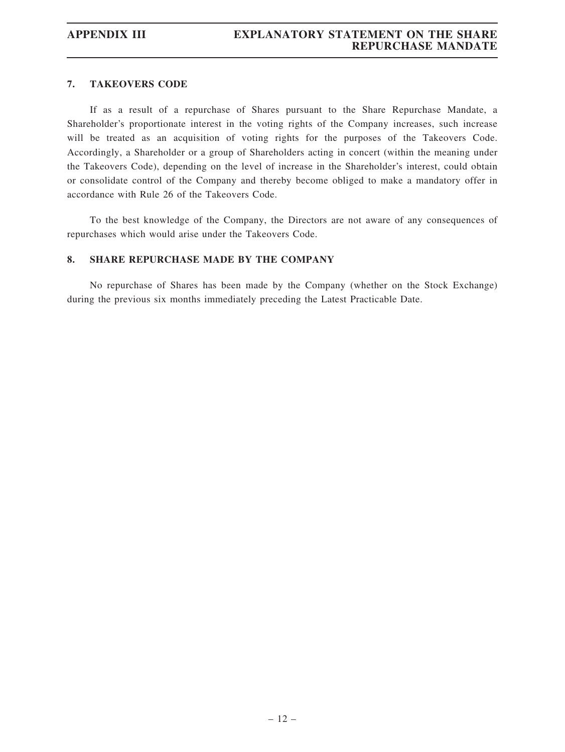## 7. TAKEOVERS CODE

If as a result of a repurchase of Shares pursuant to the Share Repurchase Mandate, a Shareholder's proportionate interest in the voting rights of the Company increases, such increase will be treated as an acquisition of voting rights for the purposes of the Takeovers Code. Accordingly, a Shareholder or a group of Shareholders acting in concert (within the meaning under the Takeovers Code), depending on the level of increase in the Shareholder's interest, could obtain or consolidate control of the Company and thereby become obliged to make a mandatory offer in accordance with Rule 26 of the Takeovers Code.

To the best knowledge of the Company, the Directors are not aware of any consequences of repurchases which would arise under the Takeovers Code.

## 8. SHARE REPURCHASE MADE BY THE COMPANY

No repurchase of Shares has been made by the Company (whether on the Stock Exchange) during the previous six months immediately preceding the Latest Practicable Date.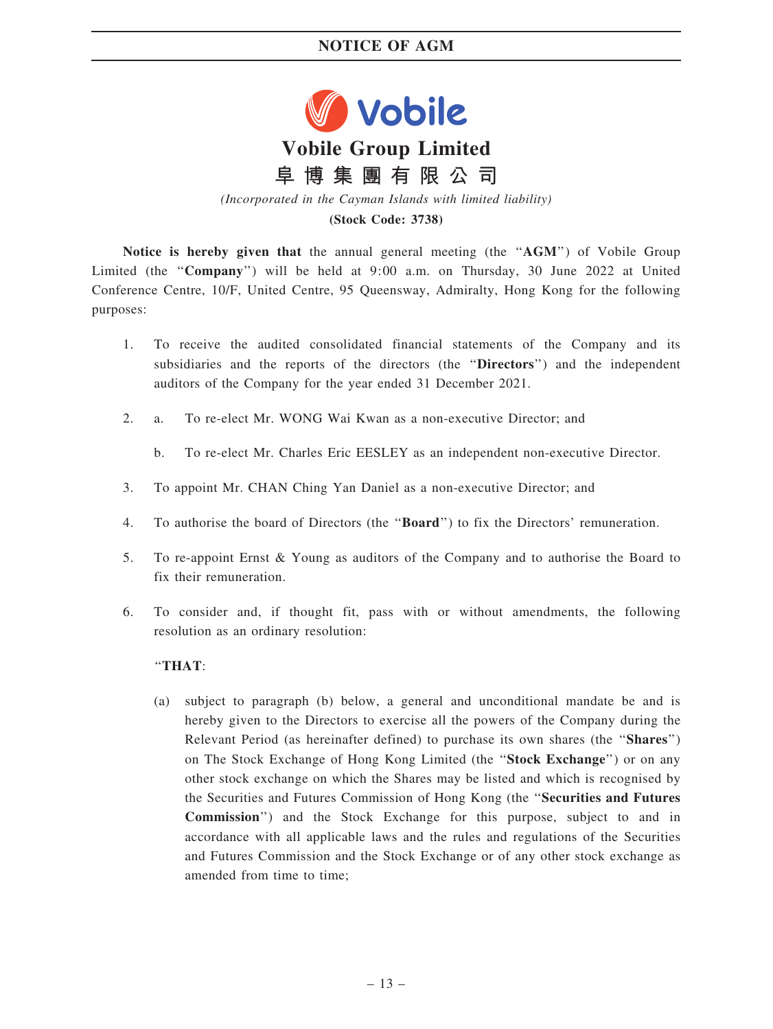# Vobile Group Limited

# 阜博集團有限公司

*(Incorporated in the Cayman Islands with limited liability)*

**(Stock Code: 3738)**

**Notice is hereby given that** the annual general meeting (the "**AGM**") of Vobile Group Limited (the "**Company**") will be held at 9:00 a.m. on Thursday, 30 June 2022 at United Conference Centre, 10/F, United Centre, 95 Queensway, Admiralty, Hong Kong for the following purposes:

1. To receive the audited consolidated financial statements of the Company and its subsidiaries and the reports of the directors (the "**Directors**") and the independent auditors of the Company for the year ended 31 December 2021.

2. a. To re-elect Mr. WONG Wai Kwan as a non-executive Director; and

   b. To re-elect Mr. Charles Eric EESLEY as an independent non-executive Director.

3. To appoint Mr. CHAN Ching Yan Daniel as a non-executive Director; and

4. To authorise the board of Directors (the "**Board**") to fix the Directors' remuneration.

5. To re-appoint Ernst & Young as auditors of the Company and to authorise the Board to fix their remuneration.

6. To consider and, if thought fit, pass with or without amendments, the following resolution as an ordinary resolution:

   "**THAT**:

   (a) subject to paragraph (b) below, a general and unconditional mandate be and is hereby given to the Directors to exercise all the powers of the Company during the Relevant Period (as hereinafter defined) to purchase its own shares (the "**Shares**") on The Stock Exchange of Hong Kong Limited (the "**Stock Exchange**") or on any other stock exchange on which the Shares may be listed and which is recognised by the Securities and Futures Commission of Hong Kong (the "**Securities and Futures Commission**") and the Stock Exchange for this purpose, subject to and in accordance with all applicable laws and the rules and regulations of the Securities and Futures Commission and the Stock Exchange or of any other stock exchange as amended from time to time;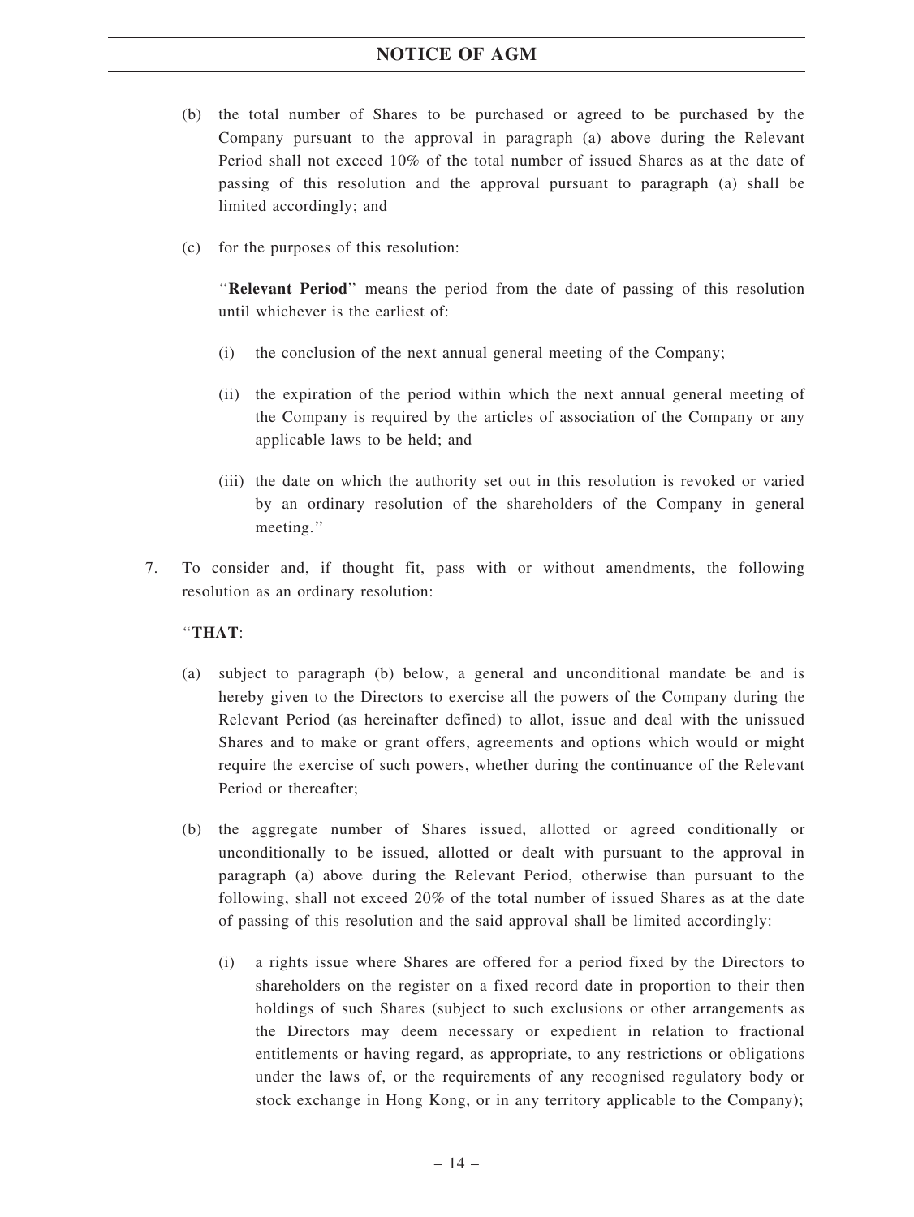(b) the total number of Shares to be purchased or agreed to be purchased by the Company pursuant to the approval in paragraph (a) above during the Relevant Period shall not exceed 10% of the total number of issued Shares as at the date of passing of this resolution and the approval pursuant to paragraph (a) shall be limited accordingly; and

(c) for the purposes of this resolution:

''**Relevant Period**'' means the period from the date of passing of this resolution until whichever is the earliest of:

(i) the conclusion of the next annual general meeting of the Company;

(ii) the expiration of the period within which the next annual general meeting of the Company is required by the articles of association of the Company or any applicable laws to be held; and

(iii) the date on which the authority set out in this resolution is revoked or varied by an ordinary resolution of the shareholders of the Company in general meeting.''

7. To consider and, if thought fit, pass with or without amendments, the following resolution as an ordinary resolution:

''**THAT**:

(a) subject to paragraph (b) below, a general and unconditional mandate be and is hereby given to the Directors to exercise all the powers of the Company during the Relevant Period (as hereinafter defined) to allot, issue and deal with the unissued Shares and to make or grant offers, agreements and options which would or might require the exercise of such powers, whether during the continuance of the Relevant Period or thereafter;

(b) the aggregate number of Shares issued, allotted or agreed conditionally or unconditionally to be issued, allotted or dealt with pursuant to the approval in paragraph (a) above during the Relevant Period, otherwise than pursuant to the following, shall not exceed 20% of the total number of issued Shares as at the date of passing of this resolution and the said approval shall be limited accordingly:

(i) a rights issue where Shares are offered for a period fixed by the Directors to shareholders on the register on a fixed record date in proportion to their then holdings of such Shares (subject to such exclusions or other arrangements as the Directors may deem necessary or expedient in relation to fractional entitlements or having regard, as appropriate, to any restrictions or obligations under the laws of, or the requirements of any recognised regulatory body or stock exchange in Hong Kong, or in any territory applicable to the Company);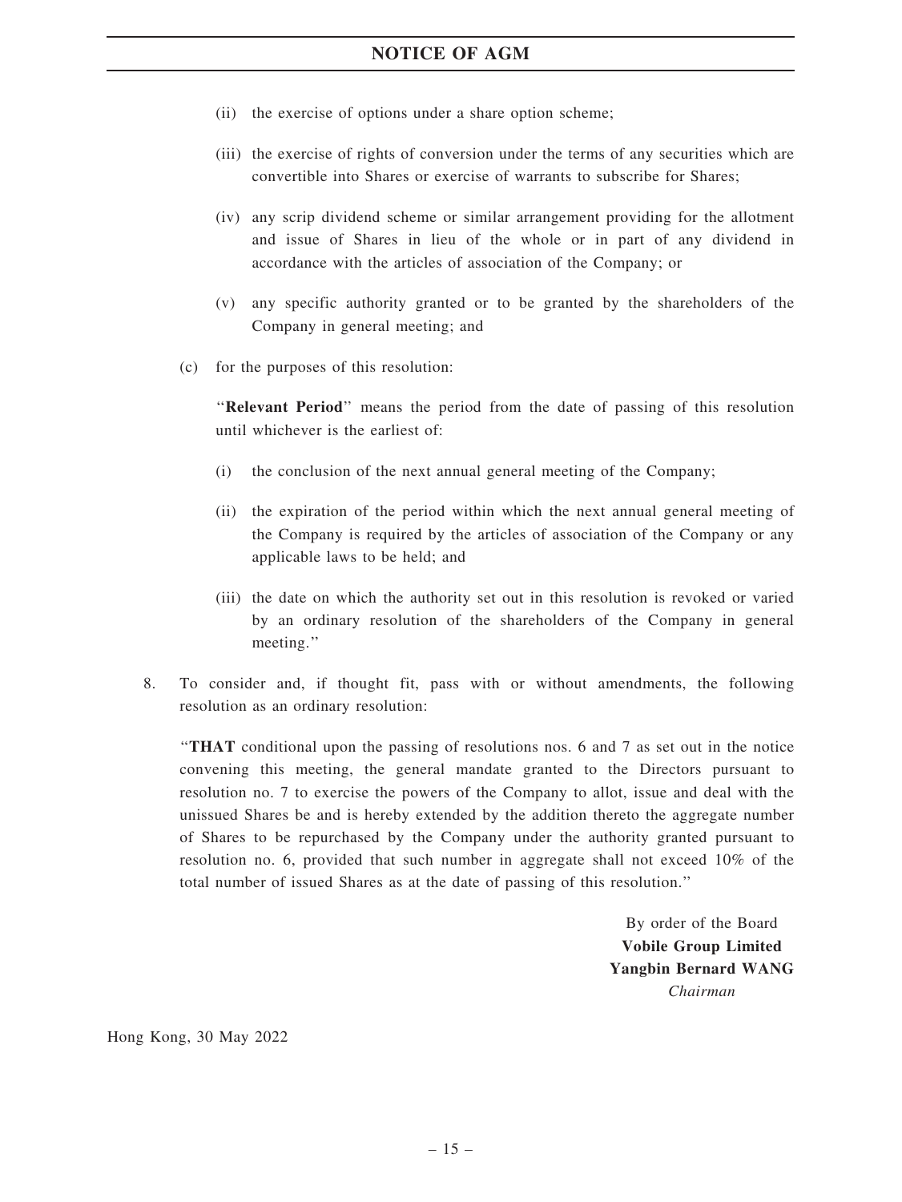(ii) the exercise of options under a share option scheme;

(iii) the exercise of rights of conversion under the terms of any securities which are convertible into Shares or exercise of warrants to subscribe for Shares;

(iv) any scrip dividend scheme or similar arrangement providing for the allotment and issue of Shares in lieu of the whole or in part of any dividend in accordance with the articles of association of the Company; or

(v) any specific authority granted or to be granted by the shareholders of the Company in general meeting; and

(c) for the purposes of this resolution:

"**Relevant Period**" means the period from the date of passing of this resolution until whichever is the earliest of:

(i) the conclusion of the next annual general meeting of the Company;

(ii) the expiration of the period within which the next annual general meeting of the Company is required by the articles of association of the Company or any applicable laws to be held; and

(iii) the date on which the authority set out in this resolution is revoked or varied by an ordinary resolution of the shareholders of the Company in general meeting."

8. To consider and, if thought fit, pass with or without amendments, the following resolution as an ordinary resolution:

"**THAT** conditional upon the passing of resolutions nos. 6 and 7 as set out in the notice convening this meeting, the general mandate granted to the Directors pursuant to resolution no. 7 to exercise the powers of the Company to allot, issue and deal with the unissued Shares be and is hereby extended by the addition thereto the aggregate number of Shares to be repurchased by the Company under the authority granted pursuant to resolution no. 6, provided that such number in aggregate shall not exceed 10% of the total number of issued Shares as at the date of passing of this resolution."

By order of the Board
**Vobile Group Limited**
**Yangbin Bernard WANG**
*Chairman*

Hong Kong, 30 May 2022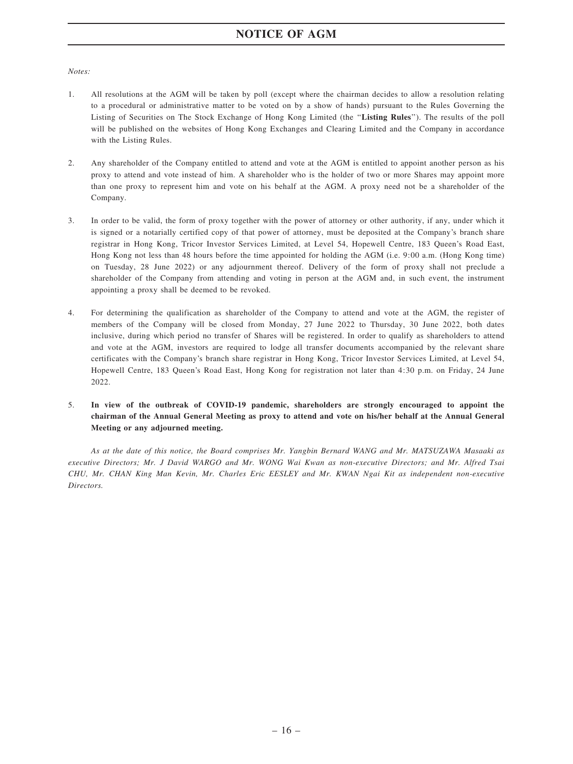# NOTICE OF AGM

*Notes:*

1. All resolutions at the AGM will be taken by poll (except where the chairman decides to allow a resolution relating to a procedural or administrative matter to be voted on by a show of hands) pursuant to the Rules Governing the Listing of Securities on The Stock Exchange of Hong Kong Limited (the "**Listing Rules**"). The results of the poll will be published on the websites of Hong Kong Exchanges and Clearing Limited and the Company in accordance with the Listing Rules.

2. Any shareholder of the Company entitled to attend and vote at the AGM is entitled to appoint another person as his proxy to attend and vote instead of him. A shareholder who is the holder of two or more Shares may appoint more than one proxy to represent him and vote on his behalf at the AGM. A proxy need not be a shareholder of the Company.

3. In order to be valid, the form of proxy together with the power of attorney or other authority, if any, under which it is signed or a notarially certified copy of that power of attorney, must be deposited at the Company's branch share registrar in Hong Kong, Tricor Investor Services Limited, at Level 54, Hopewell Centre, 183 Queen's Road East, Hong Kong not less than 48 hours before the time appointed for holding the AGM (i.e. 9:00 a.m. (Hong Kong time) on Tuesday, 28 June 2022) or any adjournment thereof. Delivery of the form of proxy shall not preclude a shareholder of the Company from attending and voting in person at the AGM and, in such event, the instrument appointing a proxy shall be deemed to be revoked.

4. For determining the qualification as shareholder of the Company to attend and vote at the AGM, the register of members of the Company will be closed from Monday, 27 June 2022 to Thursday, 30 June 2022, both dates inclusive, during which period no transfer of Shares will be registered. In order to qualify as shareholders to attend and vote at the AGM, investors are required to lodge all transfer documents accompanied by the relevant share certificates with the Company's branch share registrar in Hong Kong, Tricor Investor Services Limited, at Level 54, Hopewell Centre, 183 Queen's Road East, Hong Kong for registration not later than 4:30 p.m. on Friday, 24 June 2022.

5. **In view of the outbreak of COVID-19 pandemic, shareholders are strongly encouraged to appoint the chairman of the Annual General Meeting as proxy to attend and vote on his/her behalf at the Annual General Meeting or any adjourned meeting.**

*As at the date of this notice, the Board comprises Mr. Yangbin Bernard WANG and Mr. MATSUZAWA Masaaki as executive Directors; Mr. J David WARGO and Mr. WONG Wai Kwan as non-executive Directors; and Mr. Alfred Tsai CHU, Mr. CHAN King Man Kevin, Mr. Charles Eric EESLEY and Mr. KWAN Ngai Kit as independent non-executive Directors.*